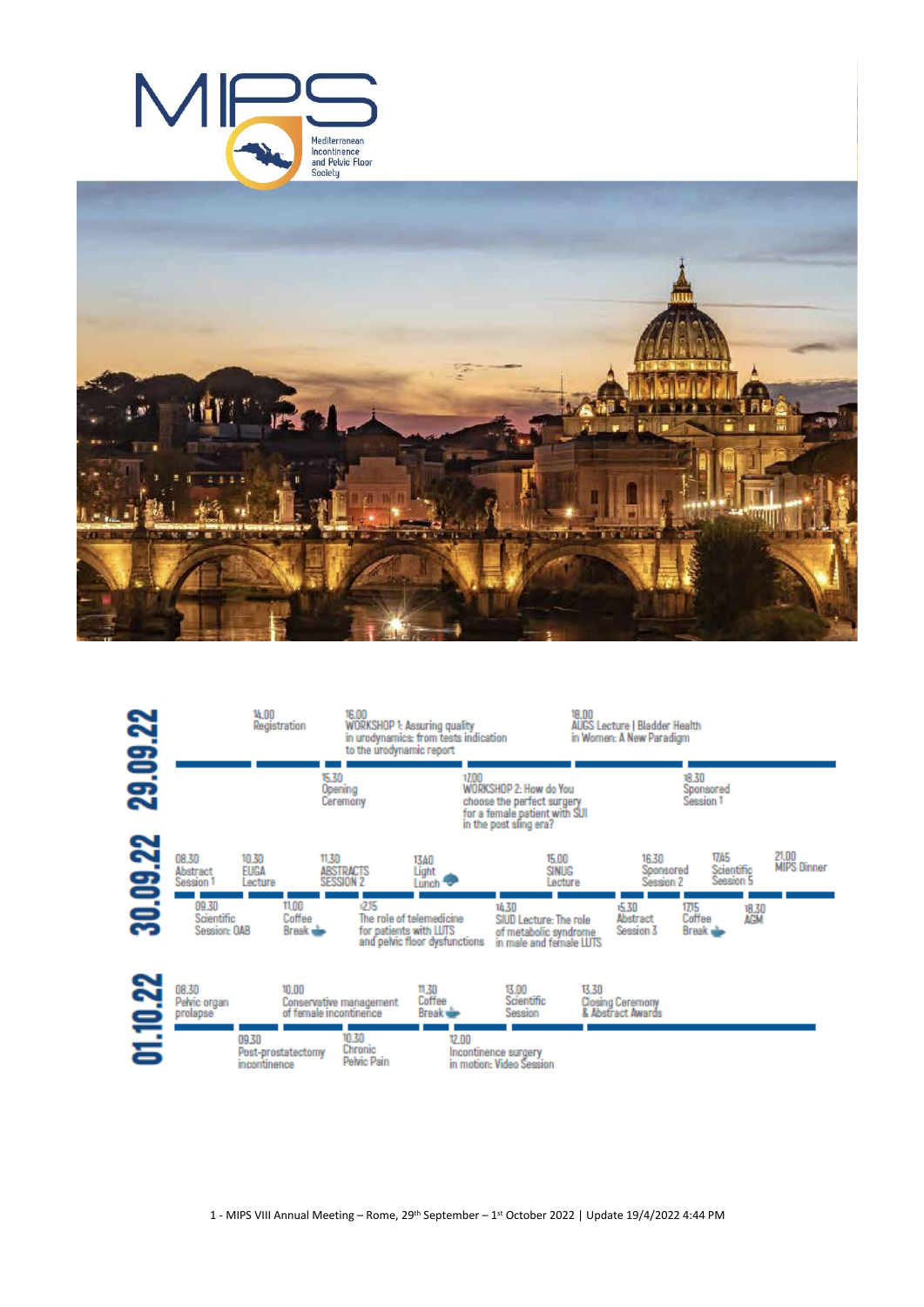# MIPS

Mediterranean Incontinence and Pelvic Floor Society

## 29.09.22

- 14.00 Registration
- 15.30 Opening Ceremony
- 16.00 WORKSHOP 1: Assuring quality in urodynamics: from tests indication to the urodynamic report
- 17.00 WORKSHOP 2: How do You choose the perfect surgery for a female patient with SUI in the post sling era?
- 18.00 AUGS Lecture | Bladder Health in Women: A New Paradigm
- 18.30 Sponsored Session 1

## 30.09.22

- 08.30 Abstract Session 1
- 09.30 Scientific Session: OAB
- 10.30 EUGA Lecture
- 11.00 Coffee Break
- 11.30 ABSTRACTS SESSION 2
- 12.15 The role of telemedicine for patients with LUTS and pelvic floor dysfunctions
- 13.40 Light Lunch
- 14.30 SIUD Lecture: The role of metabolic syndrome in male and female LUTS
- 15.00 SINUG Lecture
- 15.30 Abstract Session 3
- 16.30 Sponsored Session 2
- 17.15 Coffee Break
- 17.45 Scientific Session 5
- 18.30 AGM
- 21.00 MIPS Dinner

## 01.10.22

- 08.30 Pelvic organ prolapse
- 09.30 Post-prostatectomy incontinence
- 10.00 Conservative management of female incontinence
- 10.30 Chronic Pelvic Pain
- 11.30 Coffee Break
- 12.00 Incontinence surgery in motion: Video Session
- 13.00 Scientific Session
- 13.30 Closing Ceremony & Abstract Awards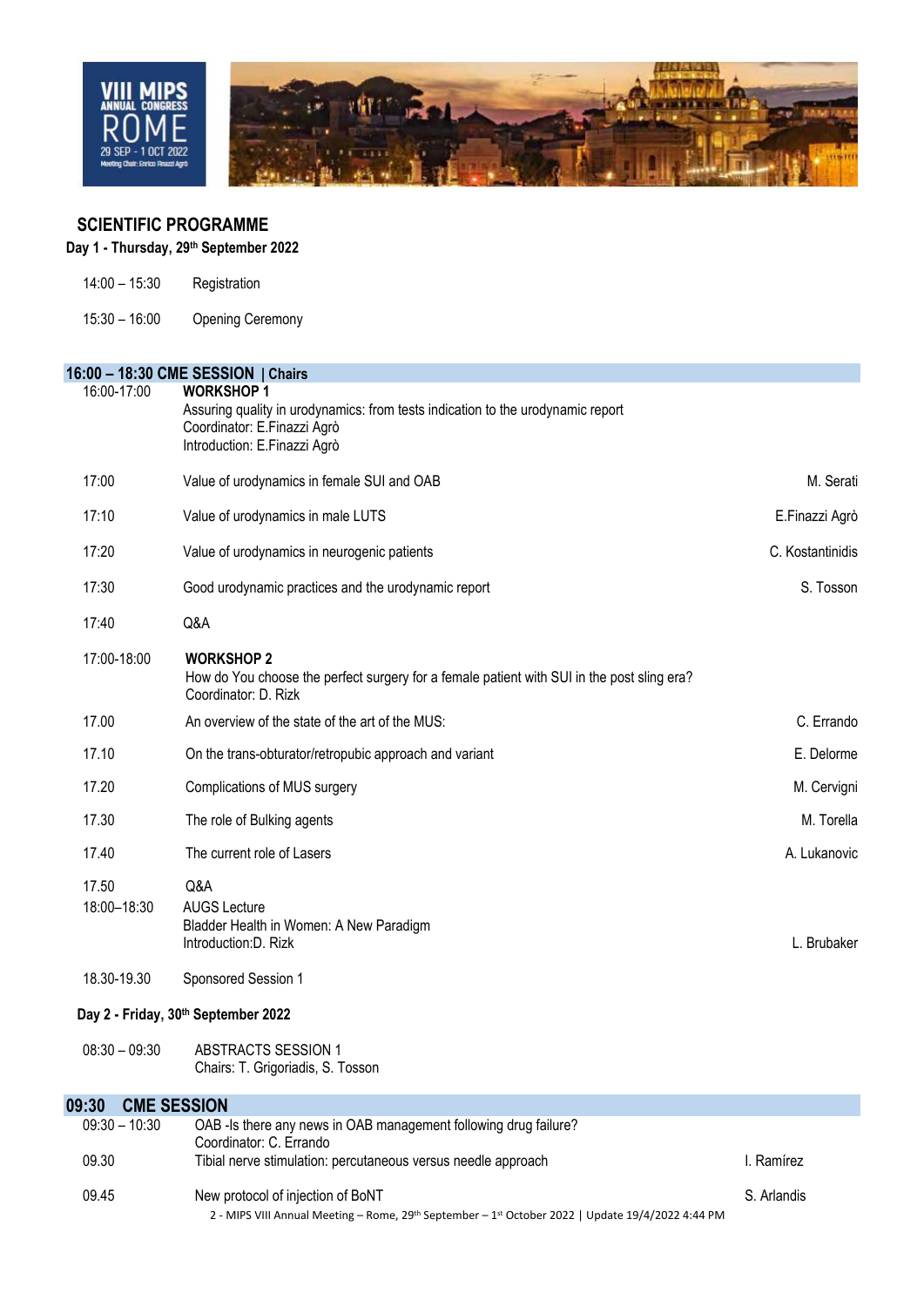## SCIENTIFIC PROGRAMME

### Day 1 - Thursday, 29th September 2022

| | |
|---|---|
| 14:00 – 15:30 | Registration |
| 15:30 – 16:00 | Opening Ceremony |

### 16:00 – 18:30 CME SESSION | Chairs

| Time | Session | Speaker |
|---|---|---|
| 16:00-17:00 | **WORKSHOP 1**<br>Assuring quality in urodynamics: from tests indication to the urodynamic report<br>Coordinator: E.Finazzi Agrò<br>Introduction: E.Finazzi Agrò | |
| 17:00 | Value of urodynamics in female SUI and OAB | M. Serati |
| 17:10 | Value of urodynamics in male LUTS | E.Finazzi Agrò |
| 17:20 | Value of urodynamics in neurogenic patients | C. Kostantinidis |
| 17:30 | Good urodynamic practices and the urodynamic report | S. Tosson |
| 17:40 | Q&A | |
| 17:00-18:00 | **WORKSHOP 2**<br>How do You choose the perfect surgery for a female patient with SUI in the post sling era?<br>Coordinator: D. Rizk | |
| 17.00 | An overview of the state of the art of the MUS: | C. Errando |
| 17.10 | On the trans-obturator/retropubic approach and variant | E. Delorme |
| 17.20 | Complications of MUS surgery | M. Cervigni |
| 17.30 | The role of Bulking agents | M. Torella |
| 17.40 | The current role of Lasers | A. Lukanovic |
| 17.50 | Q&A | |
| 18:00–18:30 | AUGS Lecture<br>Bladder Health in Women: A New Paradigm<br>Introduction:D. Rizk | L. Brubaker |
| 18.30-19.30 | Sponsored Session 1 | |

### Day 2 - Friday, 30th September 2022

| | |
|---|---|
| 08:30 – 09:30 | ABSTRACTS SESSION 1<br>Chairs: T. Grigoriadis, S. Tosson |

### 09:30 CME SESSION

| Time | Session | Speaker |
|---|---|---|
| 09:30 – 10:30 | OAB -Is there any news in OAB management following drug failure?<br>Coordinator: C. Errando | |
| 09.30 | Tibial nerve stimulation: percutaneous versus needle approach | I. Ramírez |
| 09.45 | New protocol of injection of BoNT | S. Arlandis |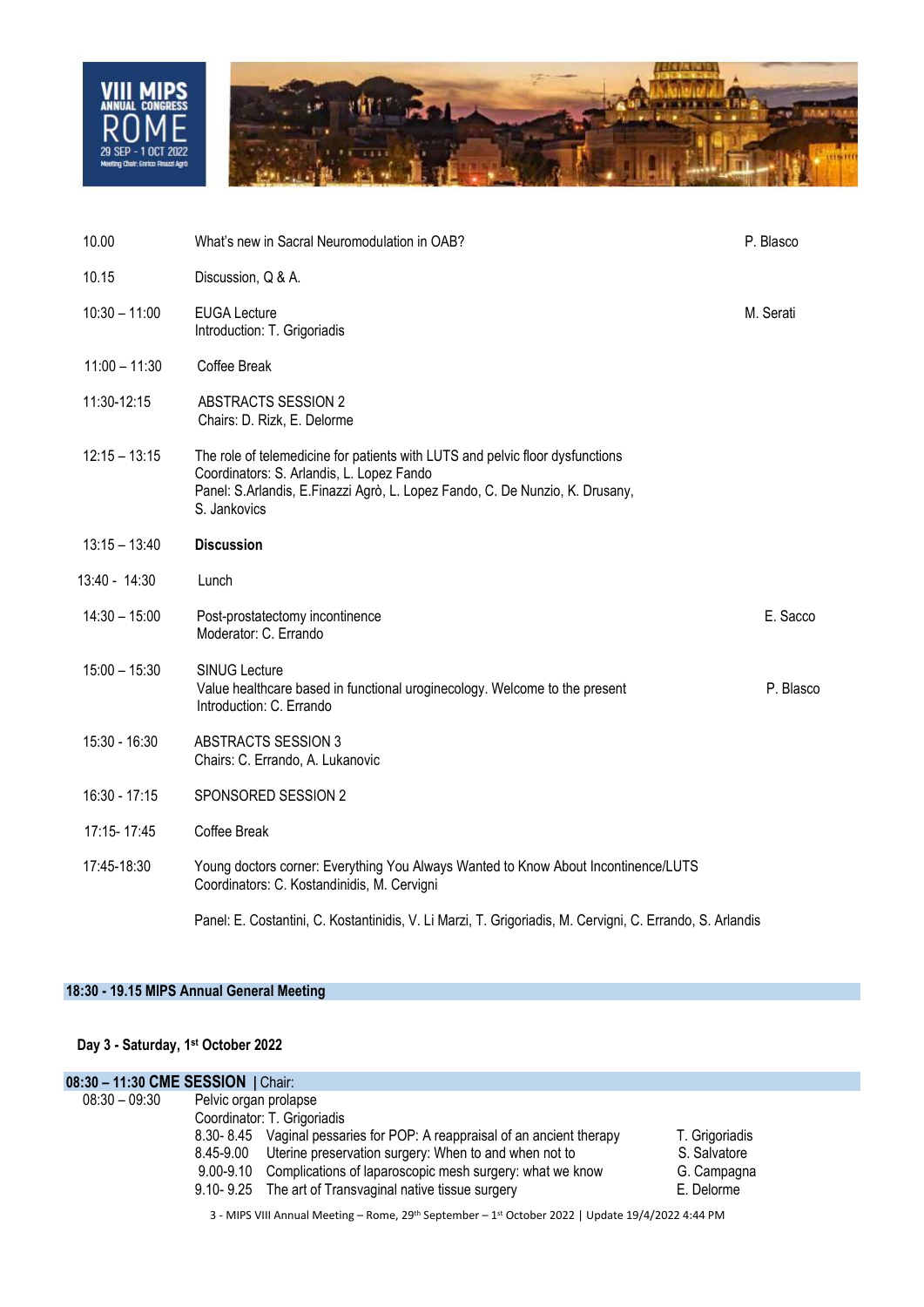| Time | Session | Speaker |
|---|---|---|
| 10.00 | What's new in Sacral Neuromodulation in OAB? | P. Blasco |
| 10.15 | Discussion, Q & A. | |
| 10:30 – 11:00 | EUGA Lecture<br>Introduction: T. Grigoriadis | M. Serati |
| 11:00 – 11:30 | Coffee Break | |
| 11:30-12:15 | ABSTRACTS SESSION 2<br>Chairs: D. Rizk, E. Delorme | |
| 12:15 – 13:15 | The role of telemedicine for patients with LUTS and pelvic floor dysfunctions<br>Coordinators: S. Arlandis, L. Lopez Fando<br>Panel: S.Arlandis, E.Finazzi Agrò, L. Lopez Fando, C. De Nunzio, K. Drusany, S. Jankovics | |
| 13:15 – 13:40 | **Discussion** | |
| 13:40 - 14:30 | Lunch | |
| 14:30 – 15:00 | Post-prostatectomy incontinence<br>Moderator: C. Errando | E. Sacco |
| 15:00 – 15:30 | SINUG Lecture<br>Value healthcare based in functional urogynecology. Welcome to the present<br>Introduction: C. Errando | P. Blasco |
| 15:30 - 16:30 | ABSTRACTS SESSION 3<br>Chairs: C. Errando, A. Lukanovic | |
| 16:30 - 17:15 | SPONSORED SESSION 2 | |
| 17:15- 17:45 | Coffee Break | |
| 17:45-18:30 | Young doctors corner: Everything You Always Wanted to Know About Incontinence/LUTS<br>Coordinators: C. Kostandinidis, M. Cervigni<br><br>Panel: E. Costantini, C. Kostantinidis, V. Li Marzi, T. Grigoriadis, M. Cervigni, C. Errando, S. Arlandis | |

**18:30 - 19.15 MIPS Annual General Meeting**

## Day 3 - Saturday, 1st October 2022

**08:30 – 11:30 CME SESSION** | Chair:

| Time | Session | Speaker |
|---|---|---|
| 08:30 – 09:30 | Pelvic organ prolapse<br>Coordinator: T. Grigoriadis | |
| | 8.30- 8.45 Vaginal pessaries for POP: A reappraisal of an ancient therapy | T. Grigoriadis |
| | 8.45-9.00 Uterine preservation surgery: When to and when not to | S. Salvatore |
| | 9.00-9.10 Complications of laparoscopic mesh surgery: what we know | G. Campagna |
| | 9.10- 9.25 The art of Transvaginal native tissue surgery | E. Delorme |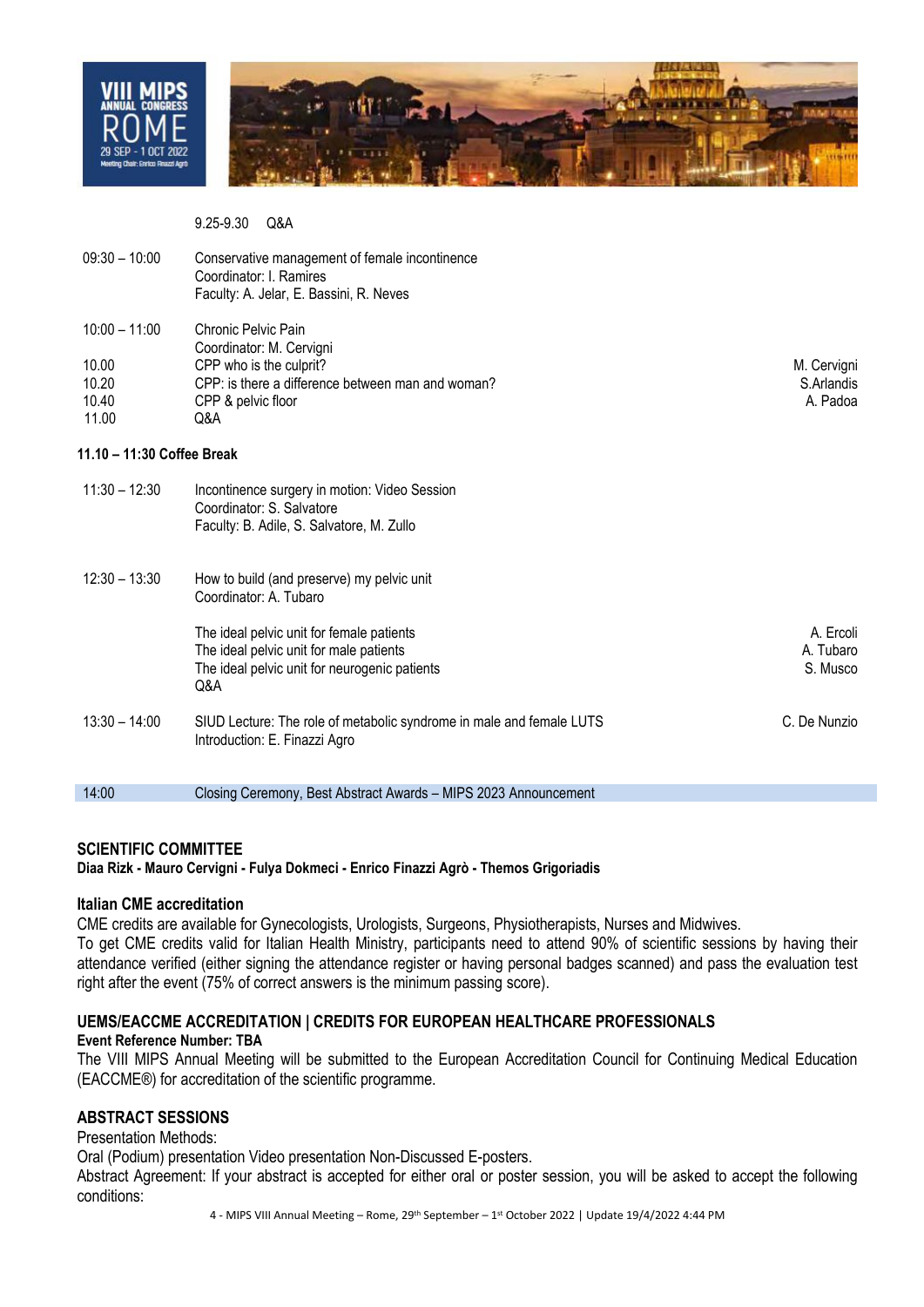| | | |
|---|---|---|
| | 9.25-9.30 Q&A | |
| 09:30 – 10:00 | Conservative management of female incontinence<br>Coordinator: I. Ramires<br>Faculty: A. Jelar, E. Bassini, R. Neves | |
| 10:00 – 11:00 | Chronic Pelvic Pain<br>Coordinator: M. Cervigni | |
| 10.00 | CPP who is the culprit? | M. Cervigni |
| 10.20 | CPP: is there a difference between man and woman? | S.Arlandis |
| 10.40 | CPP & pelvic floor | A. Padoa |
| 11.00 | Q&A | |

**11.10 – 11:30 Coffee Break**

| | | |
|---|---|---|
| 11:30 – 12:30 | Incontinence surgery in motion: Video Session<br>Coordinator: S. Salvatore<br>Faculty: B. Adile, S. Salvatore, M. Zullo | |
| 12:30 – 13:30 | How to build (and preserve) my pelvic unit<br>Coordinator: A. Tubaro | |
| | The ideal pelvic unit for female patients | A. Ercoli |
| | The ideal pelvic unit for male patients | A. Tubaro |
| | The ideal pelvic unit for neurogenic patients | S. Musco |
| | Q&A | |
| 13:30 – 14:00 | SIUD Lecture: The role of metabolic syndrome in male and female LUTS<br>Introduction: E. Finazzi Agro | C. De Nunzio |
| 14:00 | Closing Ceremony, Best Abstract Awards – MIPS 2023 Announcement | |

## SCIENTIFIC COMMITTEE

**Diaa Rizk - Mauro Cervigni - Fulya Dokmeci - Enrico Finazzi Agrò - Themos Grigoriadis**

## Italian CME accreditation

CME credits are available for Gynecologists, Urologists, Surgeons, Physiotherapists, Nurses and Midwives.
To get CME credits valid for Italian Health Ministry, participants need to attend 90% of scientific sessions by having their attendance verified (either signing the attendance register or having personal badges scanned) and pass the evaluation test right after the event (75% of correct answers is the minimum passing score).

## UEMS/EACCME ACCREDITATION | CREDITS FOR EUROPEAN HEALTHCARE PROFESSIONALS

**Event Reference Number: TBA**

The VIII MIPS Annual Meeting will be submitted to the European Accreditation Council for Continuing Medical Education (EACCME®) for accreditation of the scientific programme.

## ABSTRACT SESSIONS

Presentation Methods:
Oral (Podium) presentation Video presentation Non-Discussed E-posters.
Abstract Agreement: If your abstract is accepted for either oral or poster session, you will be asked to accept the following conditions: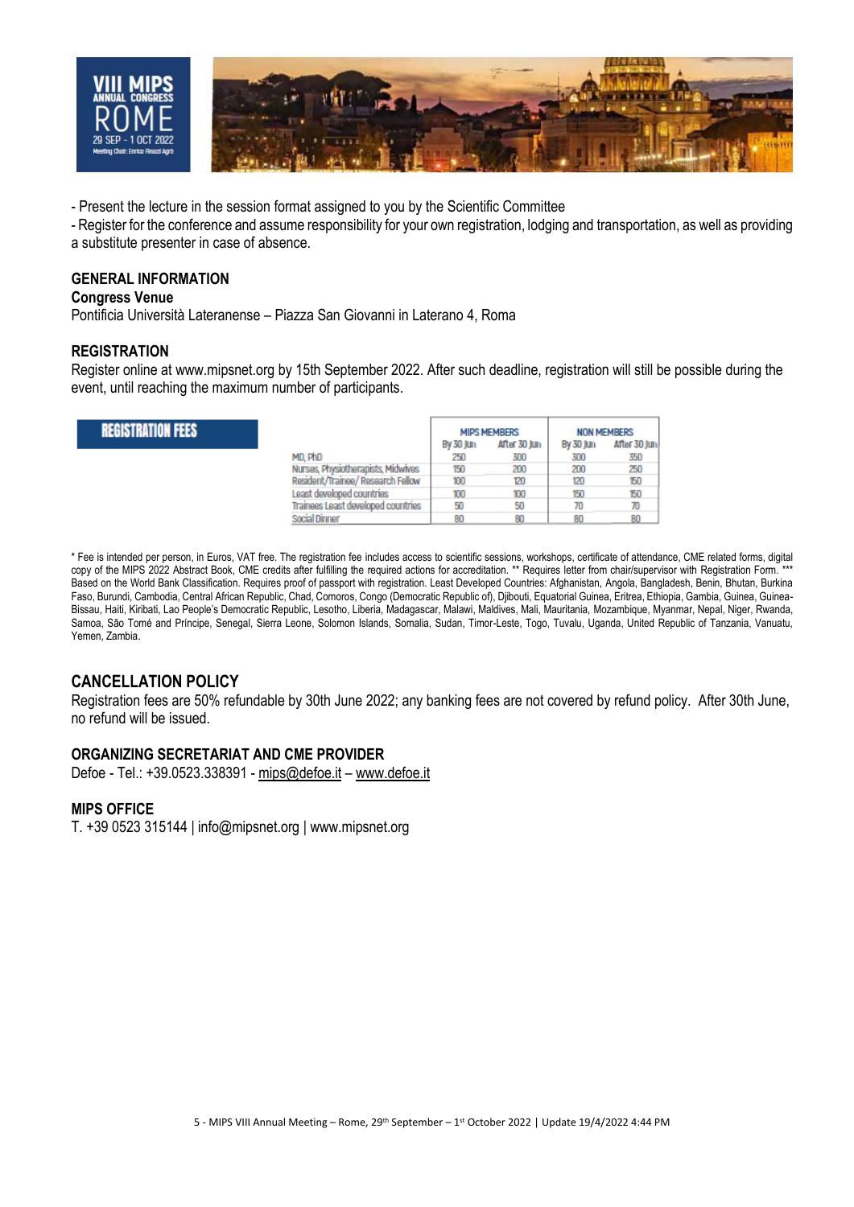- Present the lecture in the session format assigned to you by the Scientific Committee
- Register for the conference and assume responsibility for your own registration, lodging and transportation, as well as providing a substitute presenter in case of absence.

## GENERAL INFORMATION

### Congress Venue

Pontificia Università Lateranense – Piazza San Giovanni in Laterano 4, Roma

## REGISTRATION

Register online at www.mipsnet.org by 15th September 2022. After such deadline, registration will still be possible during the event, until reaching the maximum number of participants.

### REGISTRATION FEES

| | MIPS MEMBERS | | NON MEMBERS | |
|---|---|---|---|---|
| | By 30 Jun | After 30 Jun | By 30 Jun | After 30 Jun |
| MD, PhD | 250 | 300 | 300 | 350 |
| Nurses, Physiotherapists, Midwives | 150 | 200 | 200 | 250 |
| Resident/Trainee/ Research Fellow | 100 | 120 | 120 | 150 |
| Least developed countries | 100 | 100 | 150 | 150 |
| Trainees Least developed countries | 50 | 50 | 70 | 70 |
| Social Dinner | 80 | 80 | 80 | 80 |

* Fee is intended per person, in Euros, VAT free. The registration fee includes access to scientific sessions, workshops, certificate of attendance, CME related forms, digital copy of the MIPS 2022 Abstract Book, CME credits after fulfilling the required actions for accreditation. ** Requires letter from chair/supervisor with Registration Form. *** Based on the World Bank Classification. Requires proof of passport with registration. Least Developed Countries: Afghanistan, Angola, Bangladesh, Benin, Bhutan, Burkina Faso, Burundi, Cambodia, Central African Republic, Chad, Comoros, Congo (Democratic Republic of), Djibouti, Equatorial Guinea, Eritrea, Ethiopia, Gambia, Guinea, Guinea-Bissau, Haiti, Kiribati, Lao People's Democratic Republic, Lesotho, Liberia, Madagascar, Malawi, Maldives, Mali, Mauritania, Mozambique, Myanmar, Nepal, Niger, Rwanda, Samoa, São Tomé and Príncipe, Senegal, Sierra Leone, Solomon Islands, Somalia, Sudan, Timor-Leste, Togo, Tuvalu, Uganda, United Republic of Tanzania, Vanuatu, Yemen, Zambia.

## CANCELLATION POLICY

Registration fees are 50% refundable by 30th June 2022; any banking fees are not covered by refund policy. After 30th June, no refund will be issued.

## ORGANIZING SECRETARIAT AND CME PROVIDER

Defoe - Tel.: +39.0523.338391 - mips@defoe.it – www.defoe.it

## MIPS OFFICE

T. +39 0523 315144 | info@mipsnet.org | www.mipsnet.org